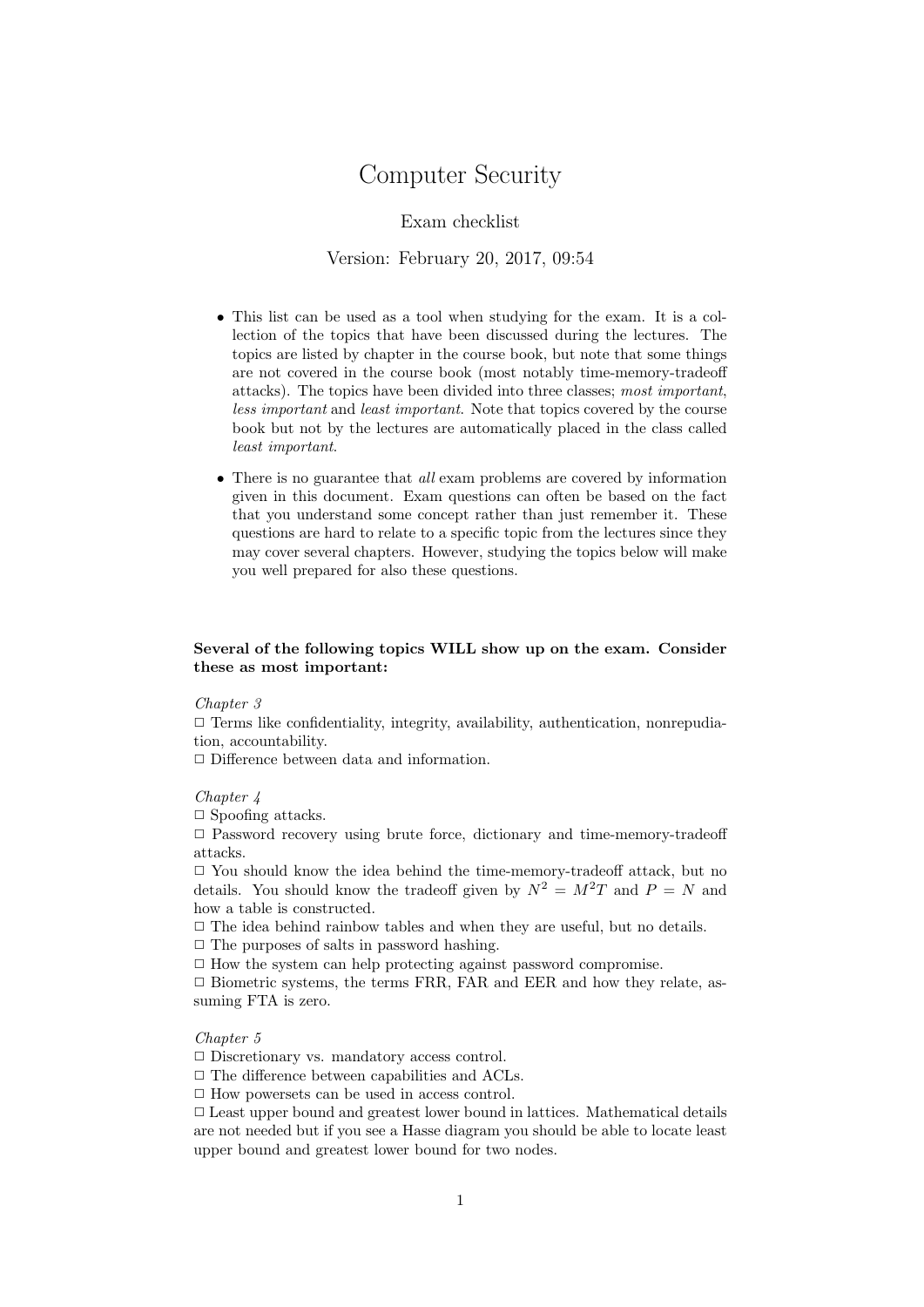# Computer Security

Exam checklist

Version: February 20, 2017, 09:54

- This list can be used as a tool when studying for the exam. It is a collection of the topics that have been discussed during the lectures. The topics are listed by chapter in the course book, but note that some things are not covered in the course book (most notably time-memory-tradeoff attacks). The topics have been divided into three classes; *most important*, *less important* and *least important*. Note that topics covered by the course book but not by the lectures are automatically placed in the class called *least important*.
- There is no guarantee that *all* exam problems are covered by information given in this document. Exam questions can often be based on the fact that you understand some concept rather than just remember it. These questions are hard to relate to a specific topic from the lectures since they may cover several chapters. However, studying the topics below will make you well prepared for also these questions.

**Several of the following topics WILL show up on the exam. Consider these as most important:**

*Chapter 3*

□ Terms like confidentiality, integrity, availability, authentication, nonrepudiation, accountability.
□ Difference between data and information.

*Chapter 4*

□ Spoofing attacks.
□ Password recovery using brute force, dictionary and time-memory-tradeoff attacks.
□ You should know the idea behind the time-memory-tradeoff attack, but no details. You should know the tradeoff given by $N^2 = M^2T$ and $P = N$ and how a table is constructed.
□ The idea behind rainbow tables and when they are useful, but no details.
□ The purposes of salts in password hashing.
□ How the system can help protecting against password compromise.
□ Biometric systems, the terms FRR, FAR and EER and how they relate, assuming FTA is zero.

*Chapter 5*

□ Discretionary vs. mandatory access control.
□ The difference between capabilities and ACLs.
□ How powersets can be used in access control.
□ Least upper bound and greatest lower bound in lattices. Mathematical details are not needed but if you see a Hasse diagram you should be able to locate least upper bound and greatest lower bound for two nodes.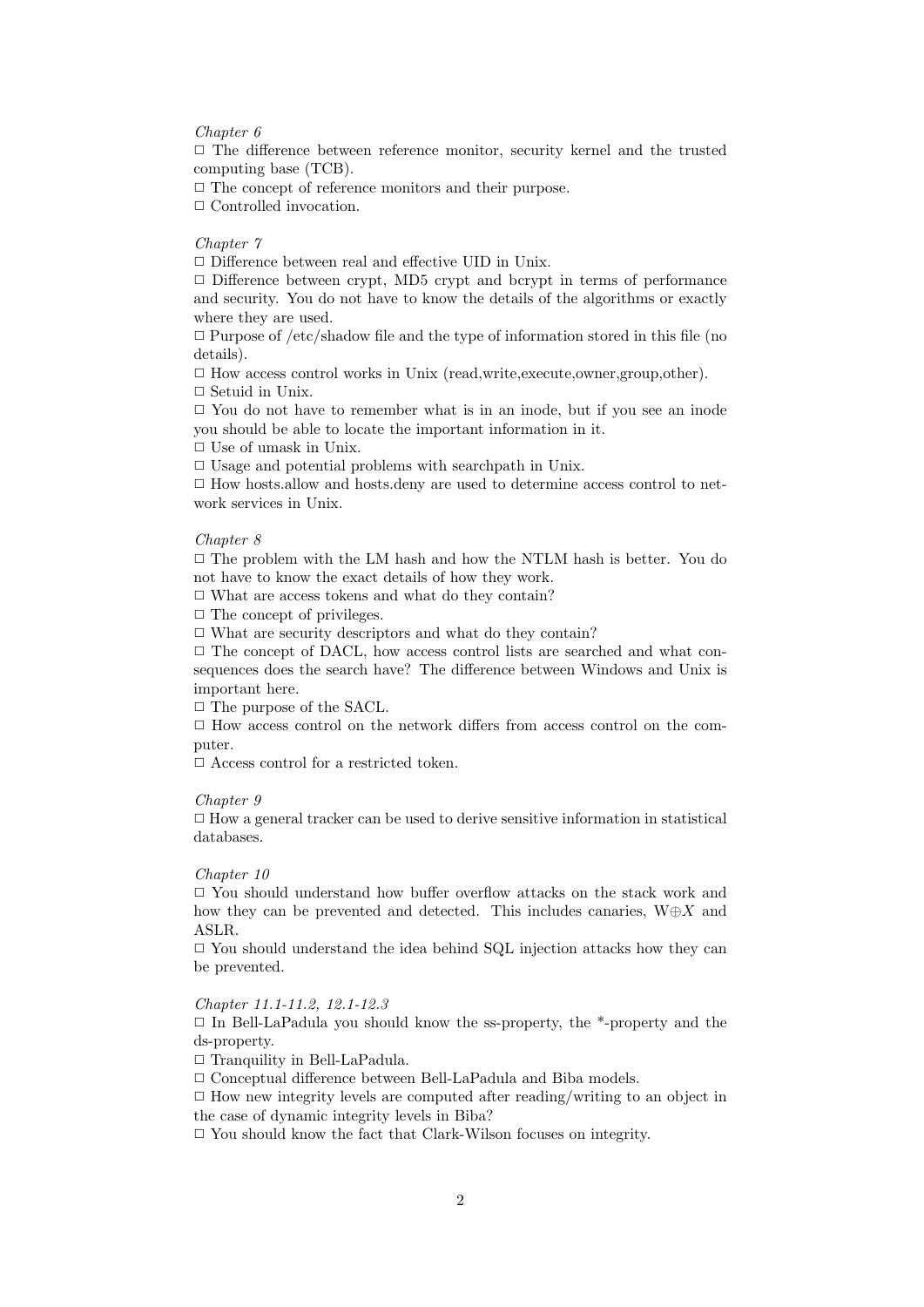*Chapter 6*

□ The difference between reference monitor, security kernel and the trusted computing base (TCB).
□ The concept of reference monitors and their purpose.
□ Controlled invocation.

*Chapter 7*

□ Difference between real and effective UID in Unix.
□ Difference between crypt, MD5 crypt and bcrypt in terms of performance and security. You do not have to know the details of the algorithms or exactly where they are used.
□ Purpose of /etc/shadow file and the type of information stored in this file (no details).
□ How access control works in Unix (read,write,execute,owner,group,other).
□ Setuid in Unix.
□ You do not have to remember what is in an inode, but if you see an inode you should be able to locate the important information in it.
□ Use of umask in Unix.
□ Usage and potential problems with searchpath in Unix.
□ How hosts.allow and hosts.deny are used to determine access control to network services in Unix.

*Chapter 8*

□ The problem with the LM hash and how the NTLM hash is better. You do not have to know the exact details of how they work.
□ What are access tokens and what do they contain?
□ The concept of privileges.
□ What are security descriptors and what do they contain?
□ The concept of DACL, how access control lists are searched and what consequences does the search have? The difference between Windows and Unix is important here.
□ The purpose of the SACL.
□ How access control on the network differs from access control on the computer.
□ Access control for a restricted token.

*Chapter 9*

□ How a general tracker can be used to derive sensitive information in statistical databases.

*Chapter 10*

□ You should understand how buffer overflow attacks on the stack work and how they can be prevented and detected. This includes canaries, $W \oplus X$ and ASLR.
□ You should understand the idea behind SQL injection attacks how they can be prevented.

*Chapter 11.1-11.2, 12.1-12.3*

□ In Bell-LaPadula you should know the ss-property, the *-property and the ds-property.
□ Tranquility in Bell-LaPadula.
□ Conceptual difference between Bell-LaPadula and Biba models.
□ How new integrity levels are computed after reading/writing to an object in the case of dynamic integrity levels in Biba?
□ You should know the fact that Clark-Wilson focuses on integrity.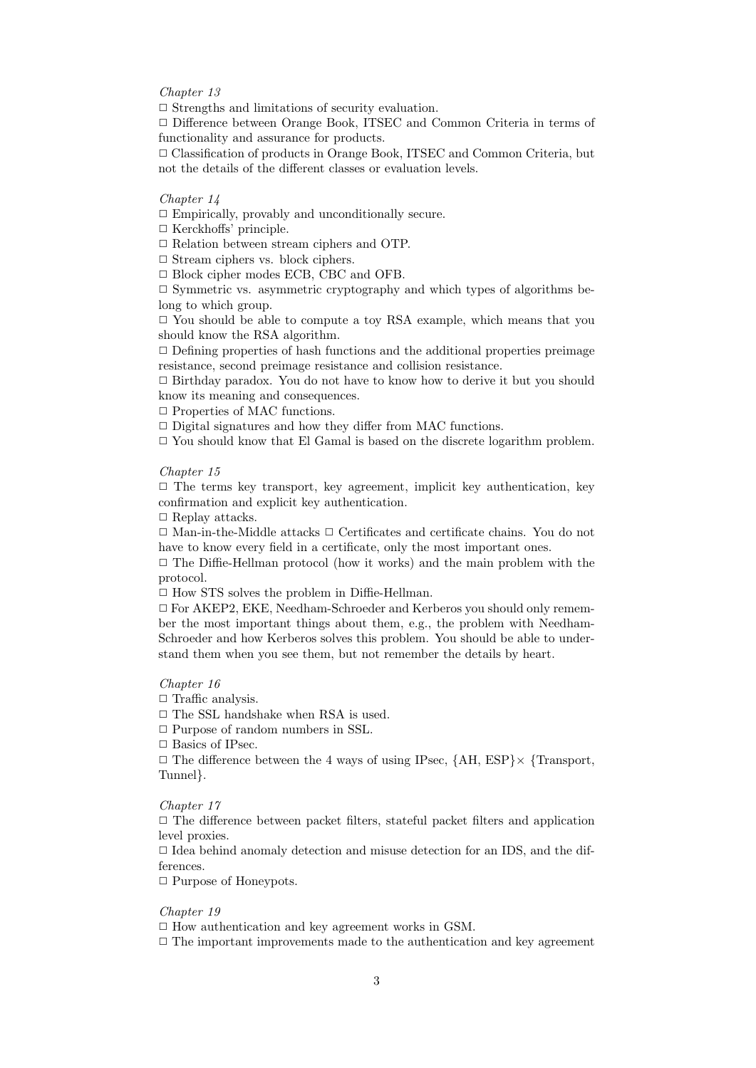*Chapter 13*

☐ Strengths and limitations of security evaluation.
☐ Difference between Orange Book, ITSEC and Common Criteria in terms of functionality and assurance for products.
☐ Classification of products in Orange Book, ITSEC and Common Criteria, but not the details of the different classes or evaluation levels.

*Chapter 14*

☐ Empirically, provably and unconditionally secure.
☐ Kerckhoffs' principle.
☐ Relation between stream ciphers and OTP.
☐ Stream ciphers vs. block ciphers.
☐ Block cipher modes ECB, CBC and OFB.
☐ Symmetric vs. asymmetric cryptography and which types of algorithms belong to which group.
☐ You should be able to compute a toy RSA example, which means that you should know the RSA algorithm.
☐ Defining properties of hash functions and the additional properties preimage resistance, second preimage resistance and collision resistance.
☐ Birthday paradox. You do not have to know how to derive it but you should know its meaning and consequences.
☐ Properties of MAC functions.
☐ Digital signatures and how they differ from MAC functions.
☐ You should know that El Gamal is based on the discrete logarithm problem.

*Chapter 15*

☐ The terms key transport, key agreement, implicit key authentication, key confirmation and explicit key authentication.
☐ Replay attacks.
☐ Man-in-the-Middle attacks ☐ Certificates and certificate chains. You do not have to know every field in a certificate, only the most important ones.
☐ The Diffie-Hellman protocol (how it works) and the main problem with the protocol.
☐ How STS solves the problem in Diffie-Hellman.
☐ For AKEP2, EKE, Needham-Schroeder and Kerberos you should only remember the most important things about them, e.g., the problem with Needham-Schroeder and how Kerberos solves this problem. You should be able to understand them when you see them, but not remember the details by heart.

*Chapter 16*

☐ Traffic analysis.
☐ The SSL handshake when RSA is used.
☐ Purpose of random numbers in SSL.
☐ Basics of IPsec.
☐ The difference between the 4 ways of using IPsec, $\{\text{AH}, \text{ESP}\} \times \{\text{Transport}, \text{Tunnel}\}$.

*Chapter 17*

☐ The difference between packet filters, stateful packet filters and application level proxies.
☐ Idea behind anomaly detection and misuse detection for an IDS, and the differences.
☐ Purpose of Honeypots.

*Chapter 19*

☐ How authentication and key agreement works in GSM.
☐ The important improvements made to the authentication and key agreement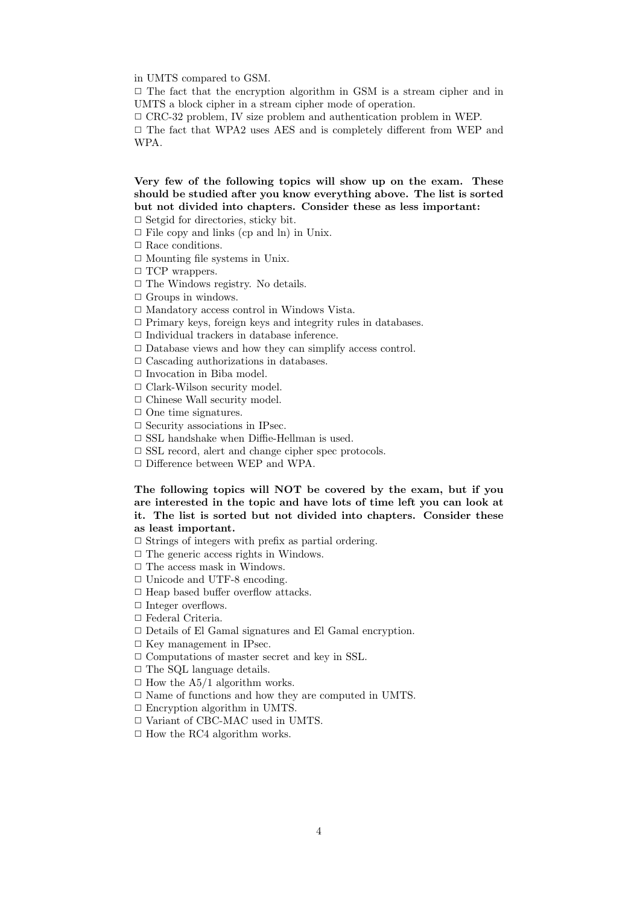in UMTS compared to GSM.

□ The fact that the encryption algorithm in GSM is a stream cipher and in UMTS a block cipher in a stream cipher mode of operation.

□ CRC-32 problem, IV size problem and authentication problem in WEP.

□ The fact that WPA2 uses AES and is completely different from WEP and WPA.

**Very few of the following topics will show up on the exam. These should be studied after you know everything above. The list is sorted but not divided into chapters. Consider these as less important:**

□ Setgid for directories, sticky bit.
□ File copy and links (cp and ln) in Unix.
□ Race conditions.
□ Mounting file systems in Unix.
□ TCP wrappers.
□ The Windows registry. No details.
□ Groups in windows.
□ Mandatory access control in Windows Vista.
□ Primary keys, foreign keys and integrity rules in databases.
□ Individual trackers in database inference.
□ Database views and how they can simplify access control.
□ Cascading authorizations in databases.
□ Invocation in Biba model.
□ Clark-Wilson security model.
□ Chinese Wall security model.
□ One time signatures.
□ Security associations in IPsec.
□ SSL handshake when Diffie-Hellman is used.
□ SSL record, alert and change cipher spec protocols.
□ Difference between WEP and WPA.

**The following topics will NOT be covered by the exam, but if you are interested in the topic and have lots of time left you can look at it. The list is sorted but not divided into chapters. Consider these as least important.**

□ Strings of integers with prefix as partial ordering.
□ The generic access rights in Windows.
□ The access mask in Windows.
□ Unicode and UTF-8 encoding.
□ Heap based buffer overflow attacks.
□ Integer overflows.
□ Federal Criteria.
□ Details of El Gamal signatures and El Gamal encryption.
□ Key management in IPsec.
□ Computations of master secret and key in SSL.
□ The SQL language details.
□ How the A5/1 algorithm works.
□ Name of functions and how they are computed in UMTS.
□ Encryption algorithm in UMTS.
□ Variant of CBC-MAC used in UMTS.
□ How the RC4 algorithm works.